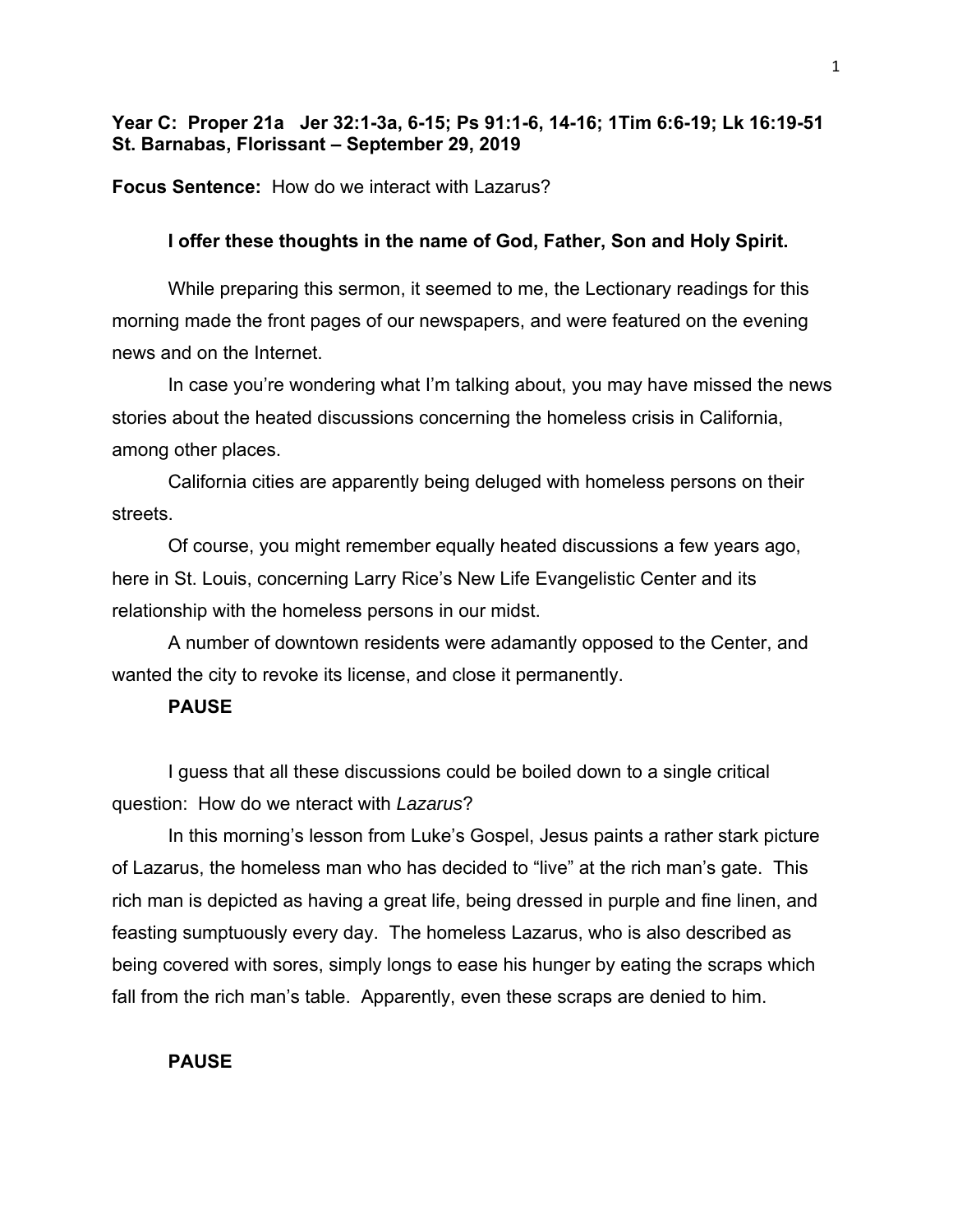**Year C: Proper 21a Jer 32:1-3a, 6-15; Ps 91:1-6, 14-16; 1Tim 6:6-19; Lk 16:19-51**
**St. Barnabas, Florissant – September 29, 2019**

**Focus Sentence:** How do we interact with Lazarus?

**I offer these thoughts in the name of God, Father, Son and Holy Spirit.**

While preparing this sermon, it seemed to me, the Lectionary readings for this morning made the front pages of our newspapers, and were featured on the evening news and on the Internet.

In case you're wondering what I'm talking about, you may have missed the news stories about the heated discussions concerning the homeless crisis in California, among other places.

California cities are apparently being deluged with homeless persons on their streets.

Of course, you might remember equally heated discussions a few years ago, here in St. Louis, concerning Larry Rice's New Life Evangelistic Center and its relationship with the homeless persons in our midst.

A number of downtown residents were adamantly opposed to the Center, and wanted the city to revoke its license, and close it permanently.

**PAUSE**

I guess that all these discussions could be boiled down to a single critical question: How do we nteract with *Lazarus*?

In this morning's lesson from Luke's Gospel, Jesus paints a rather stark picture of Lazarus, the homeless man who has decided to "live" at the rich man's gate. This rich man is depicted as having a great life, being dressed in purple and fine linen, and feasting sumptuously every day. The homeless Lazarus, who is also described as being covered with sores, simply longs to ease his hunger by eating the scraps which fall from the rich man's table. Apparently, even these scraps are denied to him.

**PAUSE**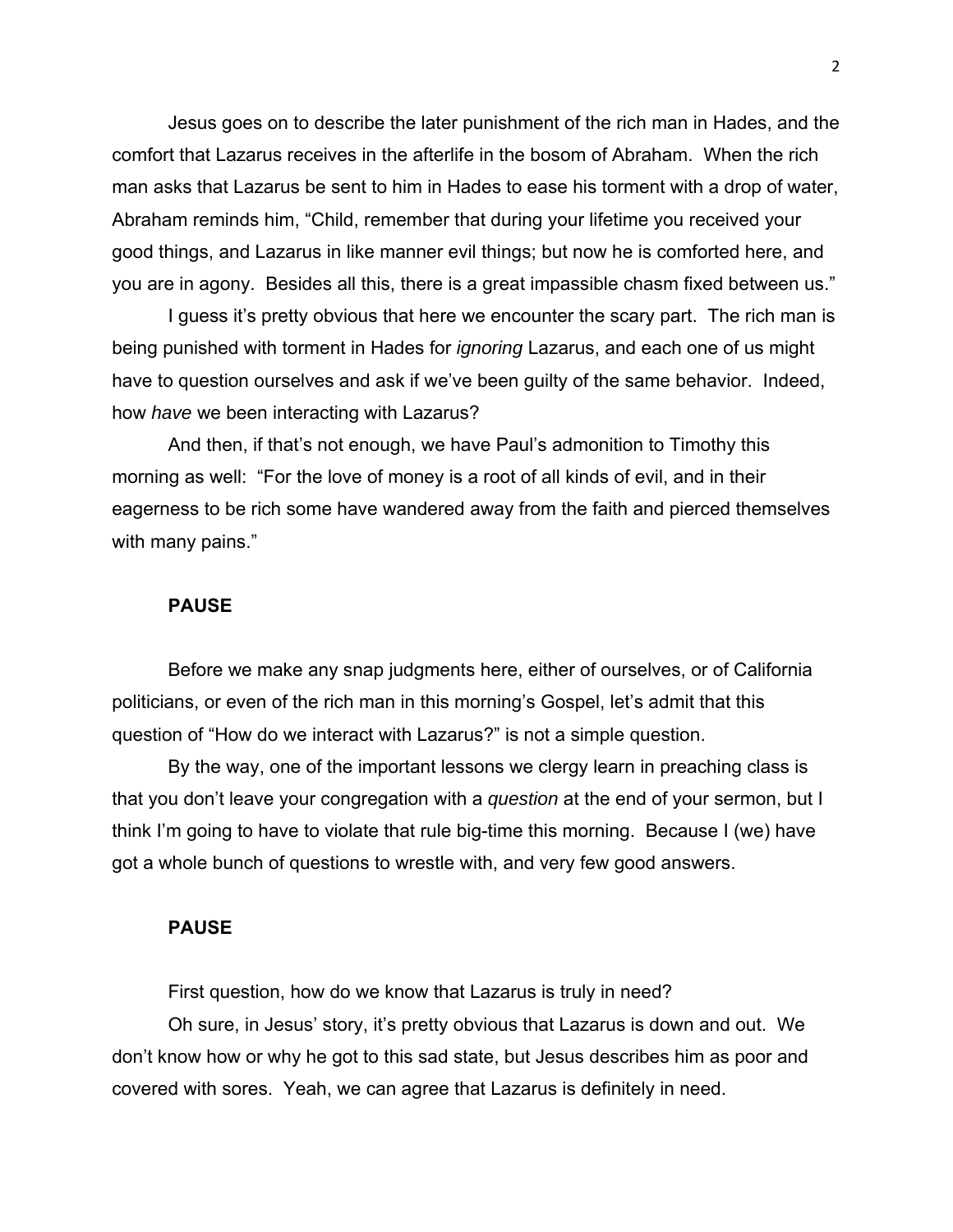Jesus goes on to describe the later punishment of the rich man in Hades, and the comfort that Lazarus receives in the afterlife in the bosom of Abraham. When the rich man asks that Lazarus be sent to him in Hades to ease his torment with a drop of water, Abraham reminds him, "Child, remember that during your lifetime you received your good things, and Lazarus in like manner evil things; but now he is comforted here, and you are in agony. Besides all this, there is a great impassible chasm fixed between us."

I guess it's pretty obvious that here we encounter the scary part. The rich man is being punished with torment in Hades for *ignoring* Lazarus, and each one of us might have to question ourselves and ask if we've been guilty of the same behavior. Indeed, how *have* we been interacting with Lazarus?

And then, if that's not enough, we have Paul's admonition to Timothy this morning as well: "For the love of money is a root of all kinds of evil, and in their eagerness to be rich some have wandered away from the faith and pierced themselves with many pains."

**PAUSE**

Before we make any snap judgments here, either of ourselves, or of California politicians, or even of the rich man in this morning's Gospel, let's admit that this question of "How do we interact with Lazarus?" is not a simple question.

By the way, one of the important lessons we clergy learn in preaching class is that you don't leave your congregation with a *question* at the end of your sermon, but I think I'm going to have to violate that rule big-time this morning. Because I (we) have got a whole bunch of questions to wrestle with, and very few good answers.

**PAUSE**

First question, how do we know that Lazarus is truly in need?

Oh sure, in Jesus' story, it's pretty obvious that Lazarus is down and out. We don't know how or why he got to this sad state, but Jesus describes him as poor and covered with sores. Yeah, we can agree that Lazarus is definitely in need.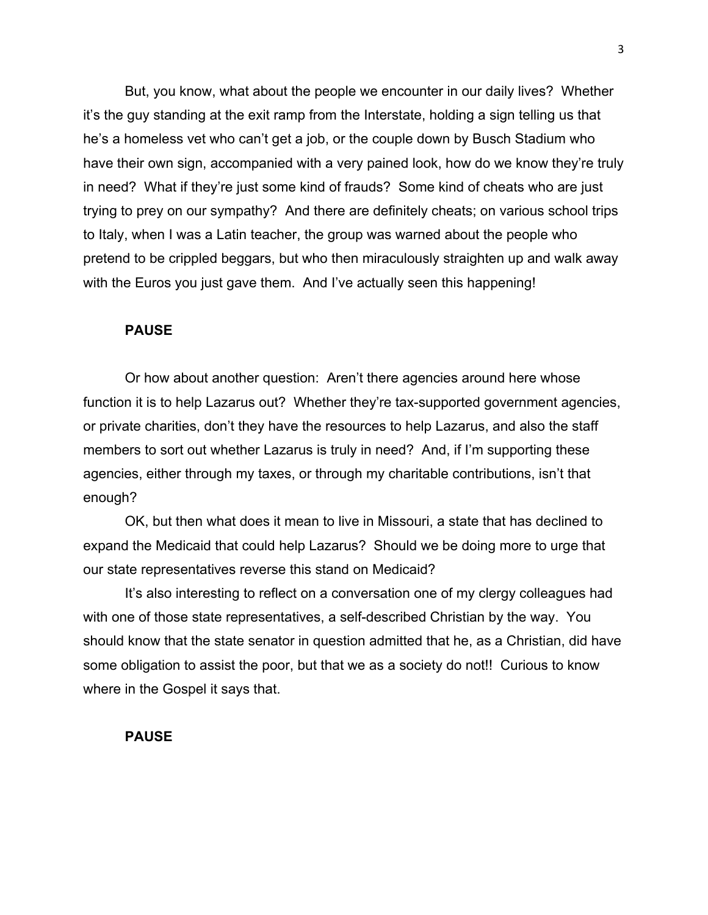But, you know, what about the people we encounter in our daily lives? Whether it's the guy standing at the exit ramp from the Interstate, holding a sign telling us that he's a homeless vet who can't get a job, or the couple down by Busch Stadium who have their own sign, accompanied with a very pained look, how do we know they're truly in need? What if they're just some kind of frauds? Some kind of cheats who are just trying to prey on our sympathy? And there are definitely cheats; on various school trips to Italy, when I was a Latin teacher, the group was warned about the people who pretend to be crippled beggars, but who then miraculously straighten up and walk away with the Euros you just gave them. And I've actually seen this happening!

**PAUSE**

Or how about another question: Aren't there agencies around here whose function it is to help Lazarus out? Whether they're tax-supported government agencies, or private charities, don't they have the resources to help Lazarus, and also the staff members to sort out whether Lazarus is truly in need? And, if I'm supporting these agencies, either through my taxes, or through my charitable contributions, isn't that enough?

OK, but then what does it mean to live in Missouri, a state that has declined to expand the Medicaid that could help Lazarus? Should we be doing more to urge that our state representatives reverse this stand on Medicaid?

It's also interesting to reflect on a conversation one of my clergy colleagues had with one of those state representatives, a self-described Christian by the way. You should know that the state senator in question admitted that he, as a Christian, did have some obligation to assist the poor, but that we as a society do not!! Curious to know where in the Gospel it says that.

**PAUSE**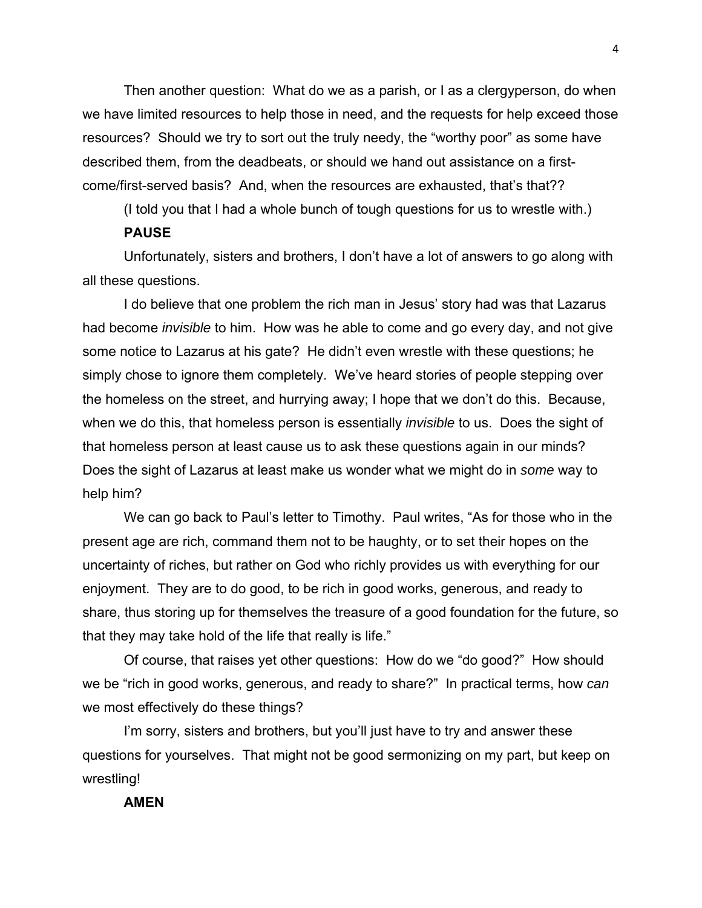Then another question: What do we as a parish, or I as a clergyperson, do when we have limited resources to help those in need, and the requests for help exceed those resources? Should we try to sort out the truly needy, the "worthy poor" as some have described them, from the deadbeats, or should we hand out assistance on a first-come/first-served basis? And, when the resources are exhausted, that's that??

(I told you that I had a whole bunch of tough questions for us to wrestle with.)

**PAUSE**

Unfortunately, sisters and brothers, I don't have a lot of answers to go along with all these questions.

I do believe that one problem the rich man in Jesus' story had was that Lazarus had become *invisible* to him. How was he able to come and go every day, and not give some notice to Lazarus at his gate? He didn't even wrestle with these questions; he simply chose to ignore them completely. We've heard stories of people stepping over the homeless on the street, and hurrying away; I hope that we don't do this. Because, when we do this, that homeless person is essentially *invisible* to us. Does the sight of that homeless person at least cause us to ask these questions again in our minds? Does the sight of Lazarus at least make us wonder what we might do in *some* way to help him?

We can go back to Paul's letter to Timothy. Paul writes, "As for those who in the present age are rich, command them not to be haughty, or to set their hopes on the uncertainty of riches, but rather on God who richly provides us with everything for our enjoyment. They are to do good, to be rich in good works, generous, and ready to share, thus storing up for themselves the treasure of a good foundation for the future, so that they may take hold of the life that really is life."

Of course, that raises yet other questions: How do we "do good?" How should we be "rich in good works, generous, and ready to share?" In practical terms, how *can* we most effectively do these things?

I'm sorry, sisters and brothers, but you'll just have to try and answer these questions for yourselves. That might not be good sermonizing on my part, but keep on wrestling!

**AMEN**